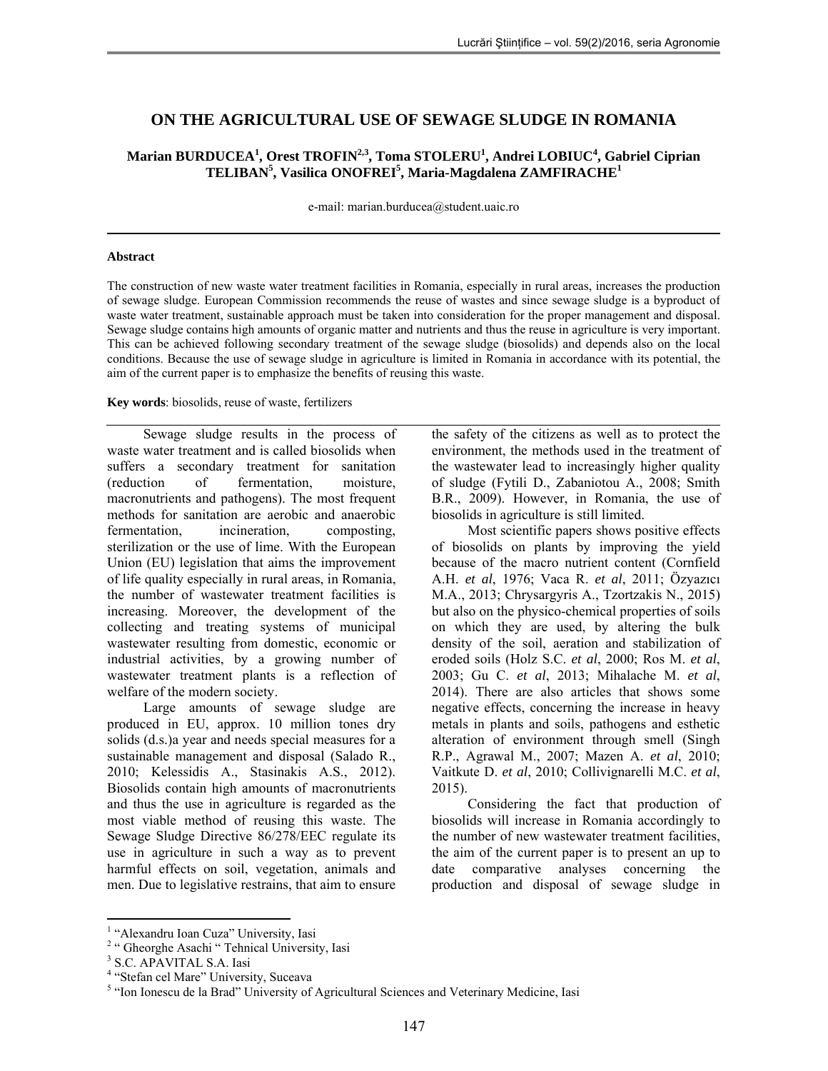# ON THE AGRICULTURAL USE OF SEWAGE SLUDGE IN ROMANIA

**Marian BURDUCEA[1], Orest TROFIN[2,3], Toma STOLERU[1], Andrei LOBIUC[4], Gabriel Ciprian TELIBAN[5], Vasilica ONOFREI[5], Maria-Magdalena ZAMFIRACHE[1]**

e-mail: marian.burducea@student.uaic.ro

### Abstract

The construction of new waste water treatment facilities in Romania, especially in rural areas, increases the production of sewage sludge. European Commission recommends the reuse of wastes and since sewage sludge is a byproduct of waste water treatment, sustainable approach must be taken into consideration for the proper management and disposal. Sewage sludge contains high amounts of organic matter and nutrients and thus the reuse in agriculture is very important. This can be achieved following secondary treatment of the sewage sludge (biosolids) and depends also on the local conditions. Because the use of sewage sludge in agriculture is limited in Romania in accordance with its potential, the aim of the current paper is to emphasize the benefits of reusing this waste.

**Key words**: biosolids, reuse of waste, fertilizers

Sewage sludge results in the process of waste water treatment and is called biosolids when suffers a secondary treatment for sanitation (reduction of fermentation, moisture, macronutrients and pathogens). The most frequent methods for sanitation are aerobic and anaerobic fermentation, incineration, composting, sterilization or the use of lime. With the European Union (EU) legislation that aims the improvement of life quality especially in rural areas, in Romania, the number of wastewater treatment facilities is increasing. Moreover, the development of the collecting and treating systems of municipal wastewater resulting from domestic, economic or industrial activities, by a growing number of wastewater treatment plants is a reflection of welfare of the modern society.

Large amounts of sewage sludge are produced in EU, approx. 10 million tones dry solids (d.s.)a year and needs special measures for a sustainable management and disposal (Salado R., 2010; Kelessidis A., Stasinakis A.S., 2012). Biosolids contain high amounts of macronutrients and thus the use in agriculture is regarded as the most viable method of reusing this waste. The Sewage Sludge Directive 86/278/EEC regulate its use in agriculture in such a way as to prevent harmful effects on soil, vegetation, animals and men. Due to legislative restrains, that aim to ensure the safety of the citizens as well as to protect the environment, the methods used in the treatment of the wastewater lead to increasingly higher quality of sludge (Fytili D., Zabaniotou A., 2008; Smith B.R., 2009). However, in Romania, the use of biosolids in agriculture is still limited.

Most scientific papers shows positive effects of biosolids on plants by improving the yield because of the macro nutrient content (Cornfield A.H. *et al*, 1976; Vaca R. *et al*, 2011; Özyazıcı M.A., 2013; Chrysargyris A., Tzortzakis N., 2015) but also on the physico-chemical properties of soils on which they are used, by altering the bulk density of the soil, aeration and stabilization of eroded soils (Holz S.C. *et al*, 2000; Ros M. *et al*, 2003; Gu C. *et al*, 2013; Mihalache M. *et al*, 2014). There are also articles that shows some negative effects, concerning the increase in heavy metals in plants and soils, pathogens and esthetic alteration of environment through smell (Singh R.P., Agrawal M., 2007; Mazen A. *et al*, 2010; Vaitkute D. *et al*, 2010; Collivignarelli M.C. *et al*, 2015).

Considering the fact that production of biosolids will increase in Romania accordingly to the number of new wastewater treatment facilities, the aim of the current paper is to present an up to date comparative analyses concerning the production and disposal of sewage sludge in

---

[1] "Alexandru Ioan Cuza" University, Iasi
[2] " Gheorghe Asachi " Tehnical University, Iasi
[3] S.C. APAVITAL S.A. Iasi
[4] "Stefan cel Mare" University, Suceava
[5] "Ion Ionescu de la Brad" University of Agricultural Sciences and Veterinary Medicine, Iasi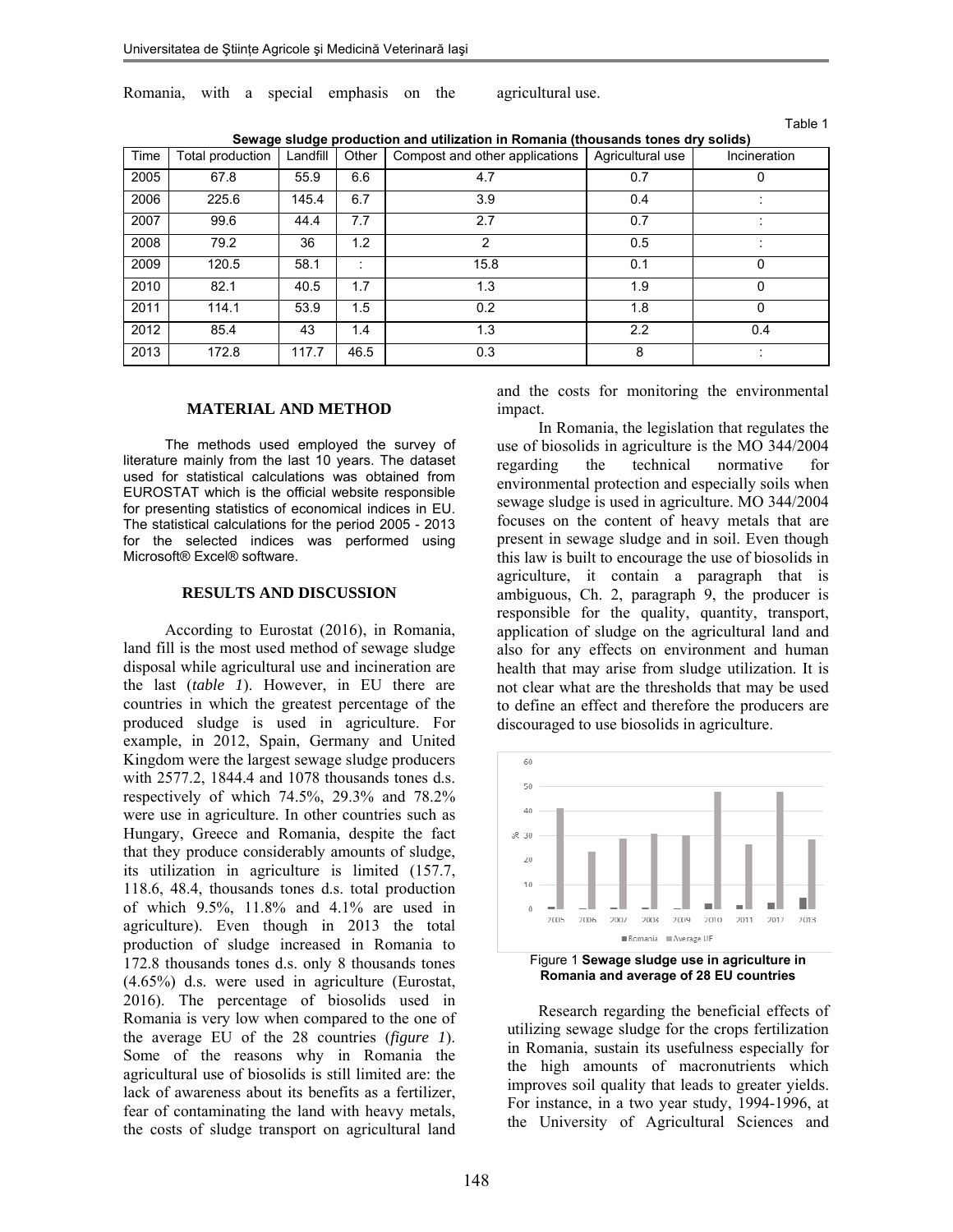Romania, with a special emphasis on the agricultural use.

Table 1

**Sewage sludge production and utilization in Romania (thousands tones dry solids)**

| Time | Total production | Landfill | Other | Compost and other applications | Agricultural use | Incineration |
|---|---|---|---|---|---|---|
| 2005 | 67.8 | 55.9 | 6.6 | 4.7 | 0.7 | 0 |
| 2006 | 225.6 | 145.4 | 6.7 | 3.9 | 0.4 | : |
| 2007 | 99.6 | 44.4 | 7.7 | 2.7 | 0.7 | : |
| 2008 | 79.2 | 36 | 1.2 | 2 | 0.5 | : |
| 2009 | 120.5 | 58.1 | : | 15.8 | 0.1 | 0 |
| 2010 | 82.1 | 40.5 | 1.7 | 1.3 | 1.9 | 0 |
| 2011 | 114.1 | 53.9 | 1.5 | 0.2 | 1.8 | 0 |
| 2012 | 85.4 | 43 | 1.4 | 1.3 | 2.2 | 0.4 |
| 2013 | 172.8 | 117.7 | 46.5 | 0.3 | 8 | : |

## MATERIAL AND METHOD

The methods used employed the survey of literature mainly from the last 10 years. The dataset used for statistical calculations was obtained from EUROSTAT which is the official website responsible for presenting statistics of economical indices in EU. The statistical calculations for the period 2005 - 2013 for the selected indices was performed using Microsoft® Excel® software.

## RESULTS AND DISCUSSION

According to Eurostat (2016), in Romania, land fill is the most used method of sewage sludge disposal while agricultural use and incineration are the last (*table 1*). However, in EU there are countries in which the greatest percentage of the produced sludge is used in agriculture. For example, in 2012, Spain, Germany and United Kingdom were the largest sewage sludge producers with 2577.2, 1844.4 and 1078 thousands tones d.s. respectively of which 74.5%, 29.3% and 78.2% were use in agriculture. In other countries such as Hungary, Greece and Romania, despite the fact that they produce considerably amounts of sludge, its utilization in agriculture is limited (157.7, 118.6, 48.4, thousands tones d.s. total production of which 9.5%, 11.8% and 4.1% are used in agriculture). Even though in 2013 the total production of sludge increased in Romania to 172.8 thousands tones d.s. only 8 thousands tones (4.65%) d.s. were used in agriculture (Eurostat, 2016). The percentage of biosolids used in Romania is very low when compared to the one of the average EU of the 28 countries (*figure 1*). Some of the reasons why in Romania the agricultural use of biosolids is still limited are: the lack of awareness about its benefits as a fertilizer, fear of contaminating the land with heavy metals, the costs of sludge transport on agricultural land and the costs for monitoring the environmental impact.

In Romania, the legislation that regulates the use of biosolids in agriculture is the MO 344/2004 regarding the technical normative for environmental protection and especially soils when sewage sludge is used in agriculture. MO 344/2004 focuses on the content of heavy metals that are present in sewage sludge and in soil. Even though this law is built to encourage the use of biosolids in agriculture, it contain a paragraph that is ambiguous, Ch. 2, paragraph 9, the producer is responsible for the quality, quantity, transport, application of sludge on the agricultural land and also for any effects on environment and human health that may arise from sludge utilization. It is not clear what are the thresholds that may be used to define an effect and therefore the producers are discouraged to use biosolids in agriculture.

Figure 1 **Sewage sludge use in agriculture in Romania and average of 28 EU countries**

Research regarding the beneficial effects of utilizing sewage sludge for the crops fertilization in Romania, sustain its usefulness especially for the high amounts of macronutrients which improves soil quality that leads to greater yields. For instance, in a two year study, 1994-1996, at the University of Agricultural Sciences and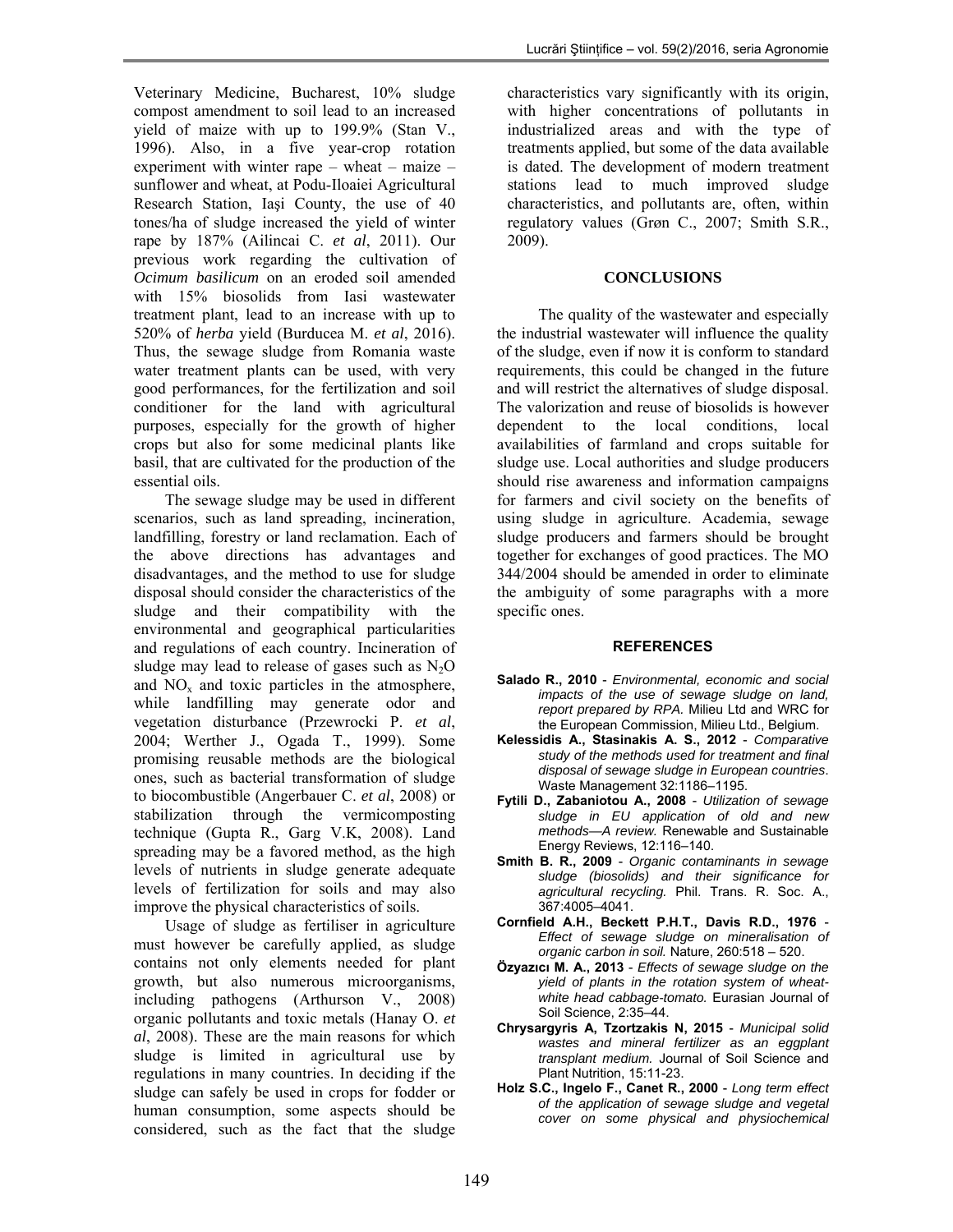Veterinary Medicine, Bucharest, 10% sludge compost amendment to soil lead to an increased yield of maize with up to 199.9% (Stan V., 1996). Also, in a five year-crop rotation experiment with winter rape – wheat – maize – sunflower and wheat, at Podu-Iloaiei Agricultural Research Station, Iaşi County, the use of 40 tones/ha of sludge increased the yield of winter rape by 187% (Ailincai C. *et al*, 2011). Our previous work regarding the cultivation of *Ocimum basilicum* on an eroded soil amended with 15% biosolids from Iasi wastewater treatment plant, lead to an increase with up to 520% of *herba* yield (Burducea M. *et al*, 2016). Thus, the sewage sludge from Romania waste water treatment plants can be used, with very good performances, for the fertilization and soil conditioner for the land with agricultural purposes, especially for the growth of higher crops but also for some medicinal plants like basil, that are cultivated for the production of the essential oils.

The sewage sludge may be used in different scenarios, such as land spreading, incineration, landfilling, forestry or land reclamation. Each of the above directions has advantages and disadvantages, and the method to use for sludge disposal should consider the characteristics of the sludge and their compatibility with the environmental and geographical particularities and regulations of each country. Incineration of sludge may lead to release of gases such as $N_2O$ and $NO_x$ and toxic particles in the atmosphere, while landfilling may generate odor and vegetation disturbance (Przewrocki P. *et al*, 2004; Werther J., Ogada T., 1999). Some promising reusable methods are the biological ones, such as bacterial transformation of sludge to biocombustible (Angerbauer C. *et al*, 2008) or stabilization through the vermicomposting technique (Gupta R., Garg V.K, 2008). Land spreading may be a favored method, as the high levels of nutrients in sludge generate adequate levels of fertilization for soils and may also improve the physical characteristics of soils.

Usage of sludge as fertiliser in agriculture must however be carefully applied, as sludge contains not only elements needed for plant growth, but also numerous microorganisms, including pathogens (Arthurson V., 2008) organic pollutants and toxic metals (Hanay O. *et al*, 2008). These are the main reasons for which sludge is limited in agricultural use by regulations in many countries. In deciding if the sludge can safely be used in crops for fodder or human consumption, some aspects should be considered, such as the fact that the sludge characteristics vary significantly with its origin, with higher concentrations of pollutants in industrialized areas and with the type of treatments applied, but some of the data available is dated. The development of modern treatment stations lead to much improved sludge characteristics, and pollutants are, often, within regulatory values (Grøn C., 2007; Smith S.R., 2009).

## CONCLUSIONS

The quality of the wastewater and especially the industrial wastewater will influence the quality of the sludge, even if now it is conform to standard requirements, this could be changed in the future and will restrict the alternatives of sludge disposal. The valorization and reuse of biosolids is however dependent to the local conditions, local availabilities of farmland and crops suitable for sludge use. Local authorities and sludge producers should rise awareness and information campaigns for farmers and civil society on the benefits of using sludge in agriculture. Academia, sewage sludge producers and farmers should be brought together for exchanges of good practices. The MO 344/2004 should be amended in order to eliminate the ambiguity of some paragraphs with a more specific ones.

## REFERENCES

**Salado R., 2010** - *Environmental, economic and social impacts of the use of sewage sludge on land, report prepared by RPA.* Milieu Ltd and WRC for the European Commission, Milieu Ltd., Belgium.

**Kelessidis A., Stasinakis A. S., 2012** - *Comparative study of the methods used for treatment and final disposal of sewage sludge in European countries*. Waste Management 32:1186–1195.

**Fytili D., Zabaniotou A., 2008** - *Utilization of sewage sludge in EU application of old and new methods—A review.* Renewable and Sustainable Energy Reviews, 12:116–140.

**Smith B. R., 2009** - *Organic contaminants in sewage sludge (biosolids) and their significance for agricultural recycling.* Phil. Trans. R. Soc. A., 367:4005–4041.

**Cornfield A.H., Beckett P.H.T., Davis R.D., 1976** - *Effect of sewage sludge on mineralisation of organic carbon in soil.* Nature, 260:518 – 520.

**Özyazıcı M. A., 2013** - *Effects of sewage sludge on the yield of plants in the rotation system of wheat-white head cabbage-tomato.* Eurasian Journal of Soil Science, 2:35–44.

**Chrysargyris A, Tzortzakis N, 2015** - *Municipal solid wastes and mineral fertilizer as an eggplant transplant medium.* Journal of Soil Science and Plant Nutrition, 15:11-23.

**Holz S.C., Ingelo F., Canet R., 2000** - *Long term effect of the application of sewage sludge and vegetal cover on some physical and physiochemical*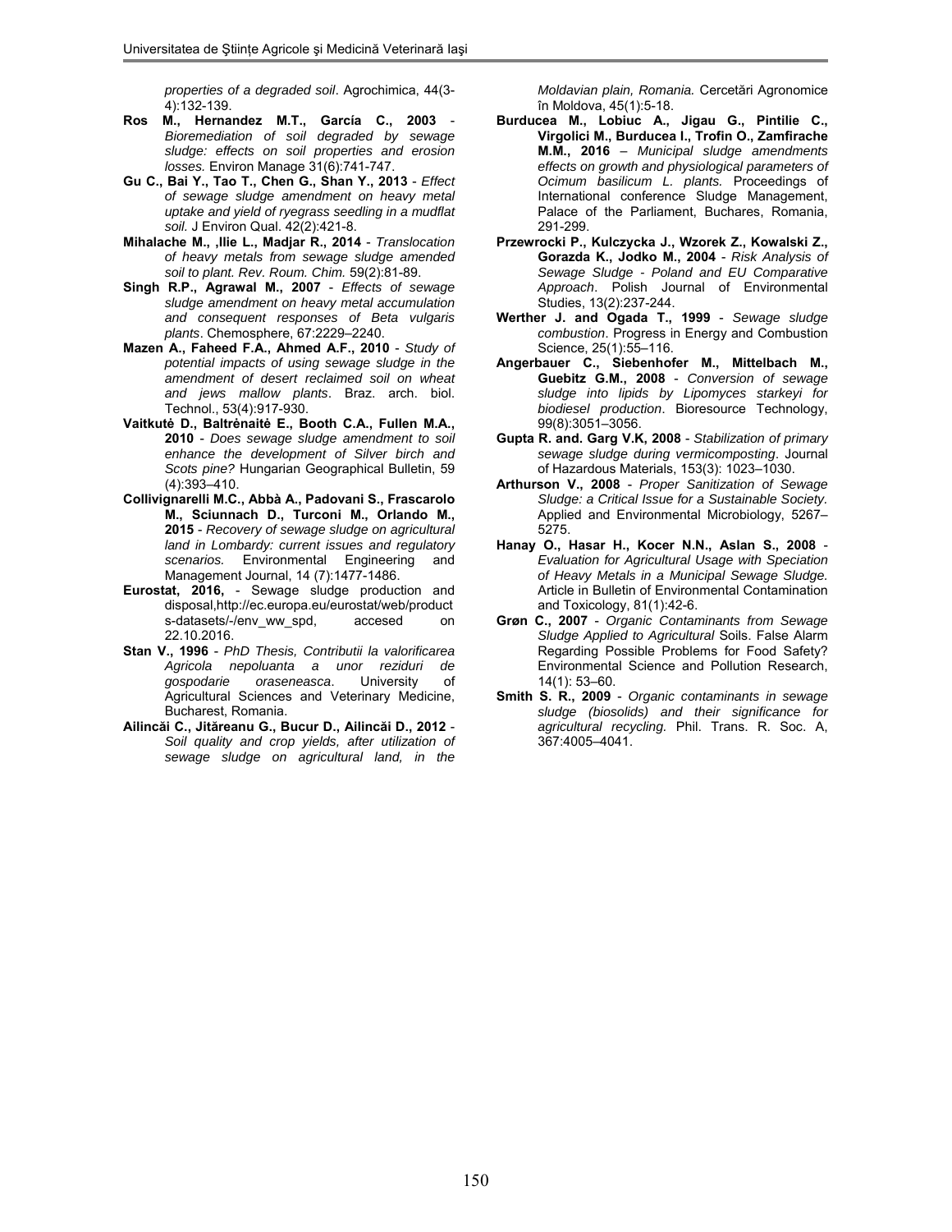*properties of a degraded soil*. Agrochimica, 44(3-4):132-139.

**Ros M., Hernandez M.T., García C., 2003** - *Bioremediation of soil degraded by sewage sludge: effects on soil properties and erosion losses.* Environ Manage 31(6):741-747.

**Gu C., Bai Y., Tao T., Chen G., Shan Y., 2013** - *Effect of sewage sludge amendment on heavy metal uptake and yield of ryegrass seedling in a mudflat soil.* J Environ Qual. 42(2):421-8.

**Mihalache M., ,Ilie L., Madjar R., 2014** - *Translocation of heavy metals from sewage sludge amended soil to plant. Rev. Roum. Chim.* 59(2):81-89.

**Singh R.P., Agrawal M., 2007** - *Effects of sewage sludge amendment on heavy metal accumulation and consequent responses of Beta vulgaris plants*. Chemosphere, 67:2229–2240.

**Mazen A., Faheed F.A., Ahmed A.F., 2010** - *Study of potential impacts of using sewage sludge in the amendment of desert reclaimed soil on wheat and jews mallow plants*. Braz. arch. biol. Technol., 53(4):917-930.

**Vaitkutė D., Baltrėnaitė E., Booth C.A., Fullen M.A., 2010** - *Does sewage sludge amendment to soil enhance the development of Silver birch and Scots pine?* Hungarian Geographical Bulletin, 59 (4):393–410.

**Collivignarelli M.C., Abbà A., Padovani S., Frascarolo M., Sciunnach D., Turconi M., Orlando M., 2015** - *Recovery of sewage sludge on agricultural land in Lombardy: current issues and regulatory scenarios.* Environmental Engineering and Management Journal, 14 (7):1477-1486.

**Eurostat, 2016,** - Sewage sludge production and disposal,http://ec.europa.eu/eurostat/web/products-datasets/-/env_ww_spd, accesed on 22.10.2016.

**Stan V., 1996** - *PhD Thesis, Contributii la valorificarea Agricola nepoluanta a unor reziduri de gospodarie oraseneasca*. University of Agricultural Sciences and Veterinary Medicine, Bucharest, Romania.

**Ailincăi C., Jităreanu G., Bucur D., Ailincăi D., 2012** - *Soil quality and crop yields, after utilization of sewage sludge on agricultural land, in the Moldavian plain, Romania.* Cercetări Agronomice în Moldova, 45(1):5-18.

**Burducea M., Lobiuc A., Jigau G., Pintilie C., Virgolici M., Burducea I., Trofin O., Zamfirache M.M., 2016** – *Municipal sludge amendments effects on growth and physiological parameters of Ocimum basilicum L. plants.* Proceedings of International conference Sludge Management, Palace of the Parliament, Buchares, Romania, 291-299.

**Przewrocki P., Kulczycka J., Wzorek Z., Kowalski Z., Gorazda K., Jodko M., 2004** - *Risk Analysis of Sewage Sludge - Poland and EU Comparative Approach*. Polish Journal of Environmental Studies, 13(2):237-244.

**Werther J. and Ogada T., 1999** - *Sewage sludge combustion*. Progress in Energy and Combustion Science, 25(1):55–116.

**Angerbauer C., Siebenhofer M., Mittelbach M., Guebitz G.M., 2008** - *Conversion of sewage sludge into lipids by Lipomyces starkeyi for biodiesel production*. Bioresource Technology, 99(8):3051–3056.

**Gupta R. and Garg V.K, 2008** - *Stabilization of primary sewage sludge during vermicomposting*. Journal of Hazardous Materials, 153(3): 1023–1030.

**Arthurson V., 2008** - *Proper Sanitization of Sewage Sludge: a Critical Issue for a Sustainable Society.* Applied and Environmental Microbiology, 5267–5275.

**Hanay O., Hasar H., Kocer N.N., Aslan S., 2008** - *Evaluation for Agricultural Usage with Speciation of Heavy Metals in a Municipal Sewage Sludge.* Article in Bulletin of Environmental Contamination and Toxicology, 81(1):42-6.

**Grøn C., 2007** - *Organic Contaminants from Sewage Sludge Applied to Agricultural* Soils. False Alarm Regarding Possible Problems for Food Safety? Environmental Science and Pollution Research, 14(1): 53–60.

**Smith S. R., 2009** - *Organic contaminants in sewage sludge (biosolids) and their significance for agricultural recycling.* Phil. Trans. R. Soc. A, 367:4005–4041.